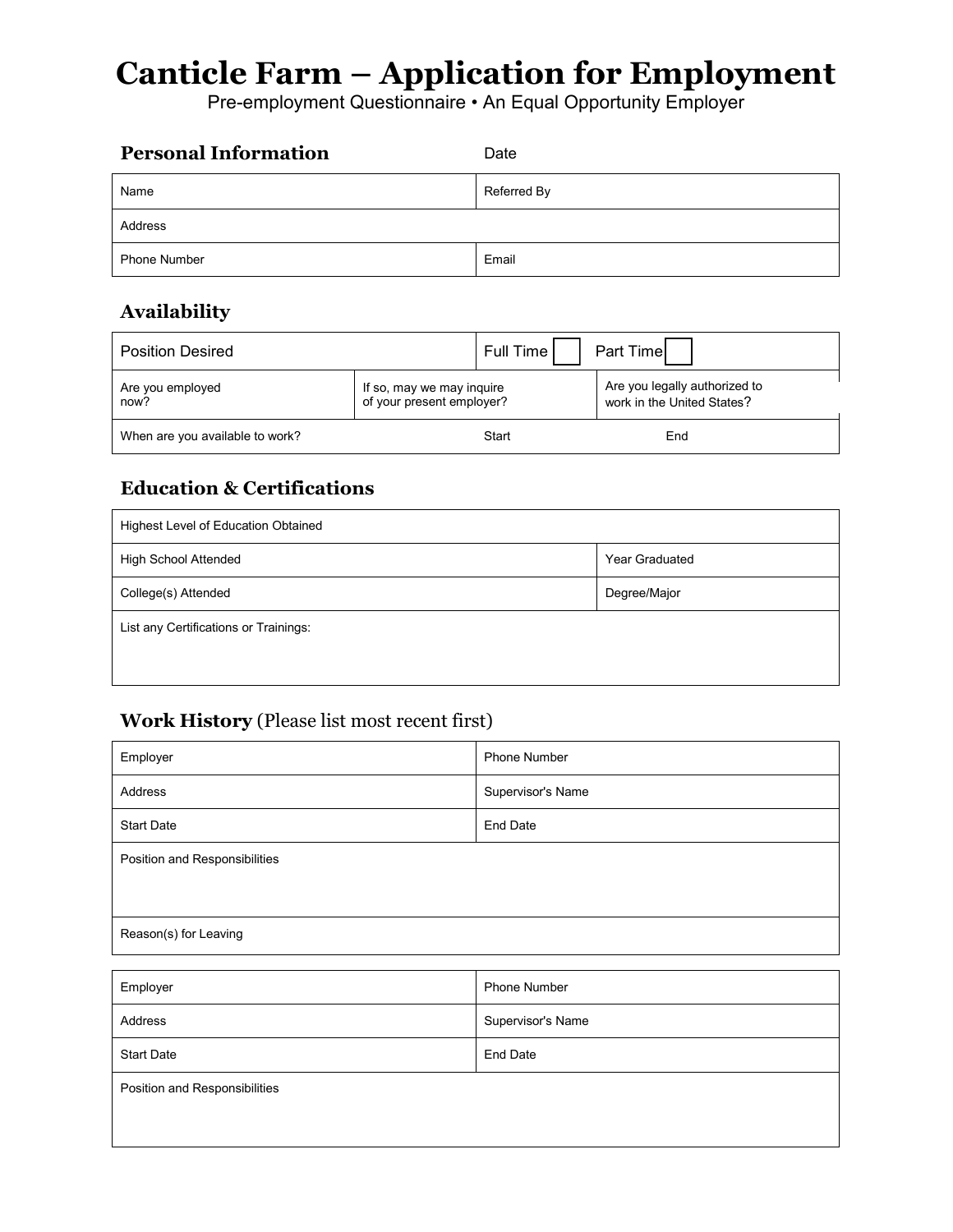# Canticle Farm – Application for Employment

Pre-employment Questionnaire • An Equal Opportunity Employer

## Personal Information

Date

| Name | Referred By |
|---|---|
| Address | |
| Phone Number | Email |

## Availability

| Position Desired | | Full Time ☐ Part Time ☐ |
|---|---|---|
| Are you employed now? | If so, may we may inquire of your present employer? | Are you legally authorized to work in the United States? |
| When are you available to work? | Start | End |

## Education & Certifications

| Highest Level of Education Obtained | |
|---|---|
| High School Attended | Year Graduated |
| College(s) Attended | Degree/Major |
| List any Certifications or Trainings: | |

## Work History (Please list most recent first)

| Employer | Phone Number |
|---|---|
| Address | Supervisor's Name |
| Start Date | End Date |
| Position and Responsibilities | |
| Reason(s) for Leaving | |

| Employer | Phone Number |
|---|---|
| Address | Supervisor's Name |
| Start Date | End Date |
| Position and Responsibilities | |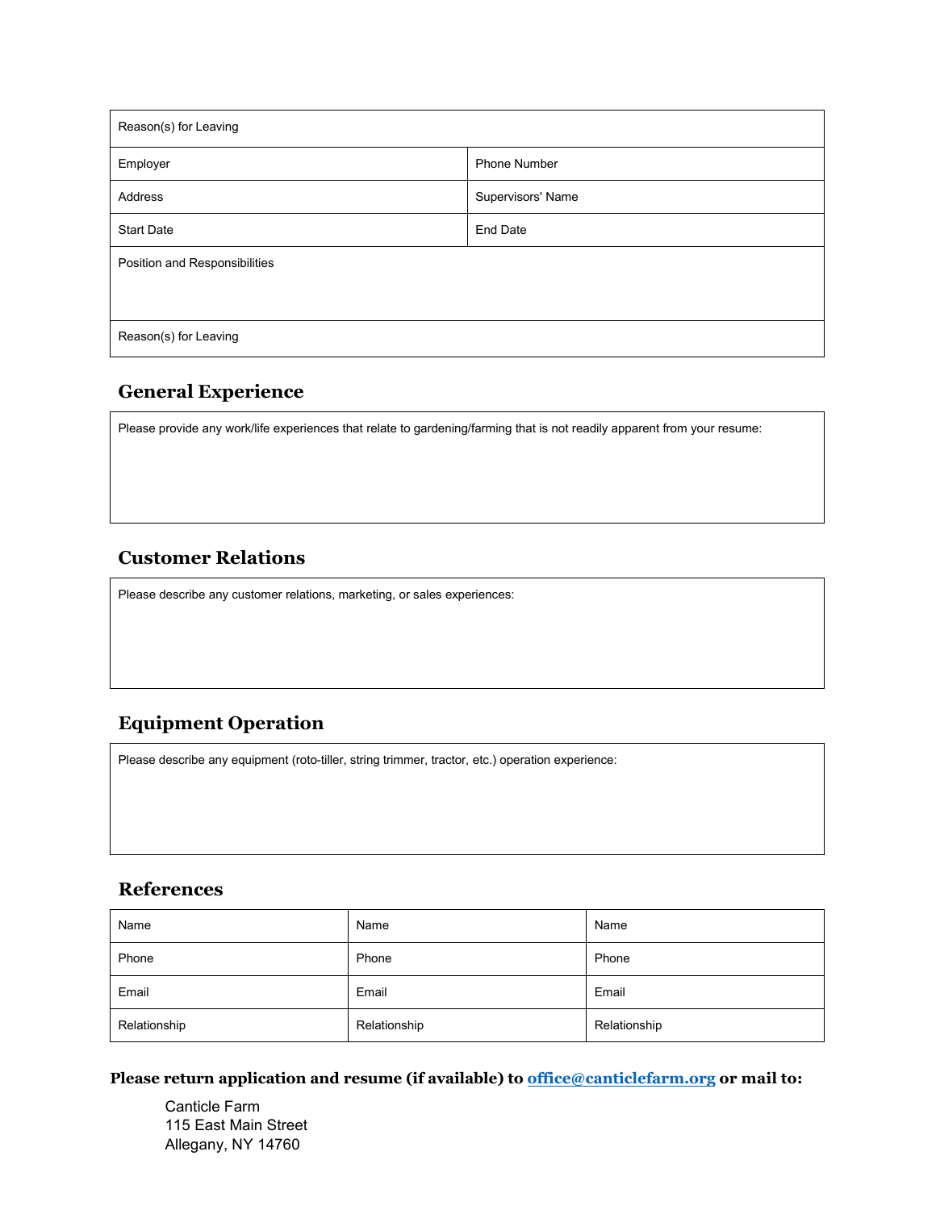| Reason(s) for Leaving | |
|---|---|
| Employer | Phone Number |
| Address | Supervisors' Name |
| Start Date | End Date |
| Position and Responsibilities | |
| Reason(s) for Leaving | |

## General Experience

| Please provide any work/life experiences that relate to gardening/farming that is not readily apparent from your resume: |
|---|

## Customer Relations

| Please describe any customer relations, marketing, or sales experiences: |
|---|

## Equipment Operation

| Please describe any equipment (roto-tiller, string trimmer, tractor, etc.) operation experience: |
|---|

## References

| | | |
|---|---|---|
| Name | Name | Name |
| Phone | Phone | Phone |
| Email | Email | Email |
| Relationship | Relationship | Relationship |

**Please return application and resume (if available) to [office@canticlefarm.org](mailto:office@canticlefarm.org) or mail to:**

Canticle Farm
115 East Main Street
Allegany, NY 14760